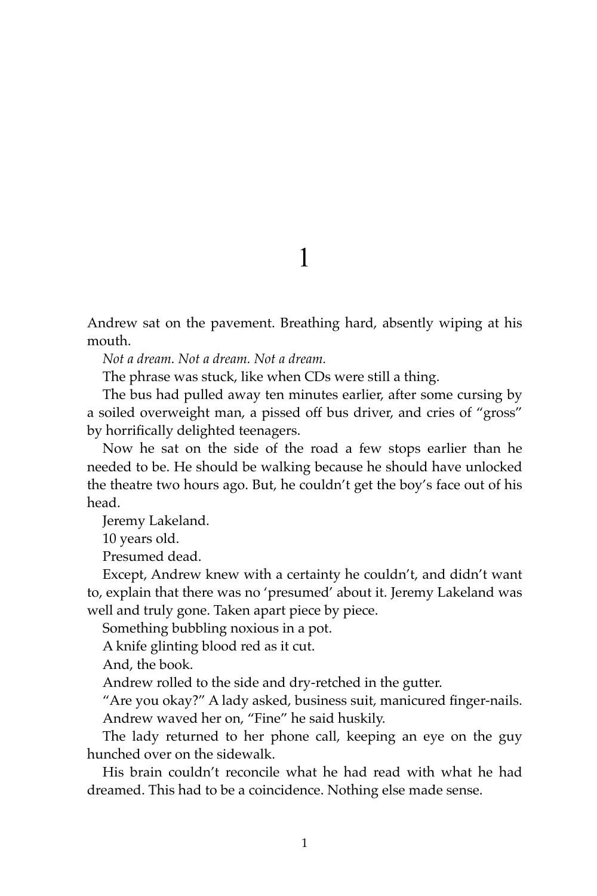# 1

Andrew sat on the pavement. Breathing hard, absently wiping at his mouth.

*Not a dream. Not a dream. Not a dream.*

The phrase was stuck, like when CDs were still a thing.

The bus had pulled away ten minutes earlier, after some cursing by a soiled overweight man, a pissed off bus driver, and cries of "gross" by horrifically delighted teenagers.

Now he sat on the side of the road a few stops earlier than he needed to be. He should be walking because he should have unlocked the theatre two hours ago. But, he couldn't get the boy's face out of his head.

Jeremy Lakeland.

10 years old.

Presumed dead.

Except, Andrew knew with a certainty he couldn't, and didn't want to, explain that there was no 'presumed' about it. Jeremy Lakeland was well and truly gone. Taken apart piece by piece.

Something bubbling noxious in a pot.

A knife glinting blood red as it cut.

And, the book.

Andrew rolled to the side and dry-retched in the gutter.

"Are you okay?" A lady asked, business suit, manicured finger-nails.

Andrew waved her on, "Fine" he said huskily.

The lady returned to her phone call, keeping an eye on the guy hunched over on the sidewalk.

His brain couldn't reconcile what he had read with what he had dreamed. This had to be a coincidence. Nothing else made sense.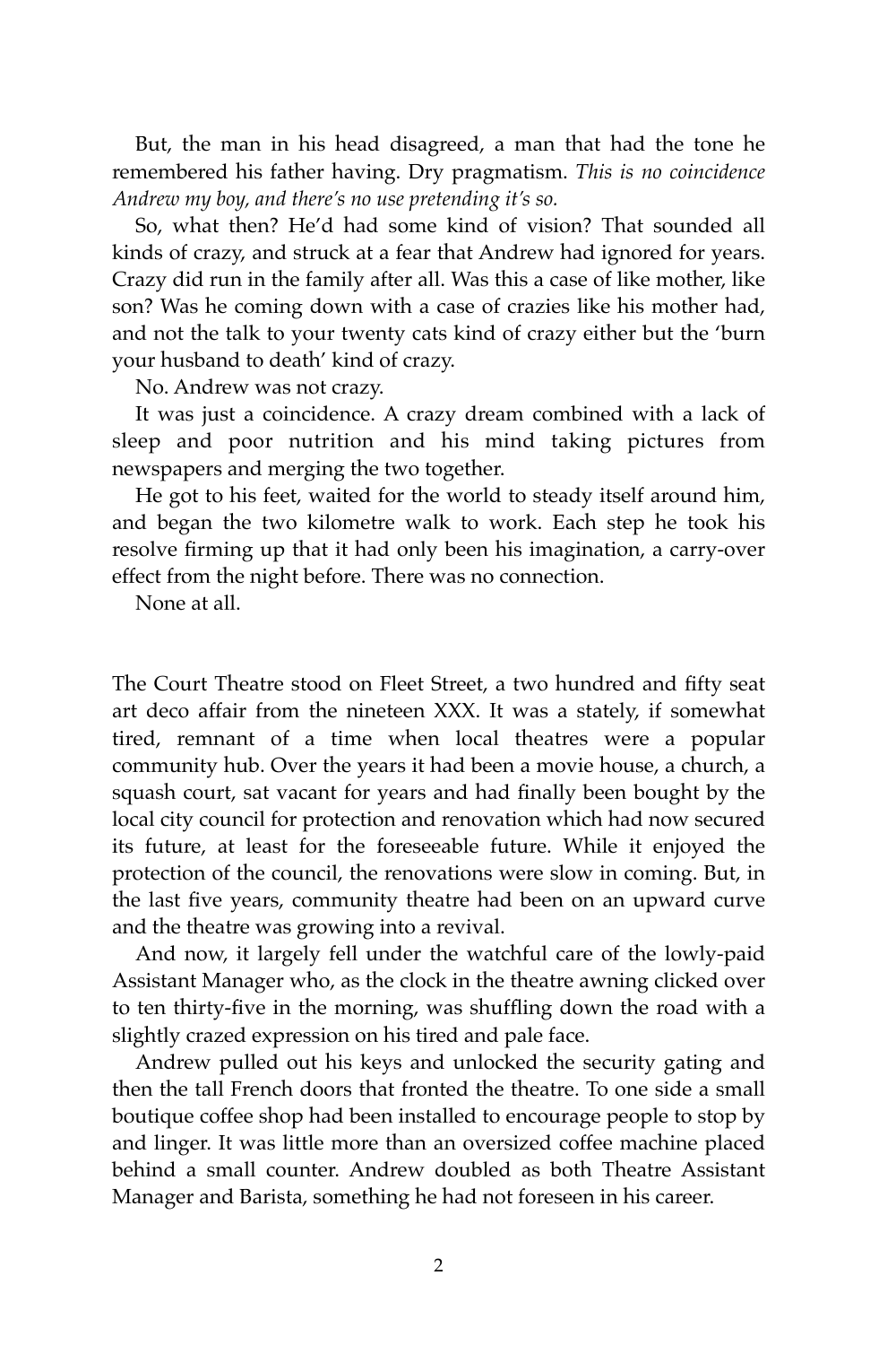But, the man in his head disagreed, a man that had the tone he remembered his father having. Dry pragmatism. *This is no coincidence Andrew my boy, and there's no use pretending it's so.*

So, what then? He'd had some kind of vision? That sounded all kinds of crazy, and struck at a fear that Andrew had ignored for years. Crazy did run in the family after all. Was this a case of like mother, like son? Was he coming down with a case of crazies like his mother had, and not the talk to your twenty cats kind of crazy either but the 'burn your husband to death' kind of crazy.

No. Andrew was not crazy.

It was just a coincidence. A crazy dream combined with a lack of sleep and poor nutrition and his mind taking pictures from newspapers and merging the two together.

He got to his feet, waited for the world to steady itself around him, and began the two kilometre walk to work. Each step he took his resolve firming up that it had only been his imagination, a carry-over effect from the night before. There was no connection.

None at all.

The Court Theatre stood on Fleet Street, a two hundred and fifty seat art deco affair from the nineteen XXX. It was a stately, if somewhat tired, remnant of a time when local theatres were a popular community hub. Over the years it had been a movie house, a church, a squash court, sat vacant for years and had finally been bought by the local city council for protection and renovation which had now secured its future, at least for the foreseeable future. While it enjoyed the protection of the council, the renovations were slow in coming. But, in the last five years, community theatre had been on an upward curve and the theatre was growing into a revival.

And now, it largely fell under the watchful care of the lowly-paid Assistant Manager who, as the clock in the theatre awning clicked over to ten thirty-five in the morning, was shuffling down the road with a slightly crazed expression on his tired and pale face.

Andrew pulled out his keys and unlocked the security gating and then the tall French doors that fronted the theatre. To one side a small boutique coffee shop had been installed to encourage people to stop by and linger. It was little more than an oversized coffee machine placed behind a small counter. Andrew doubled as both Theatre Assistant Manager and Barista, something he had not foreseen in his career.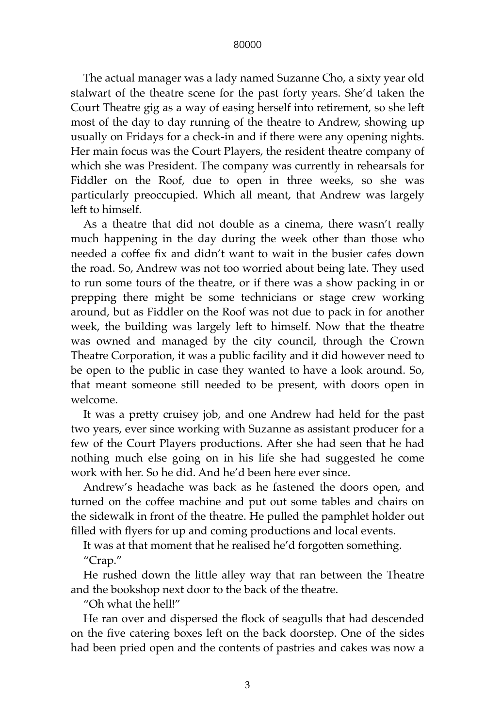The actual manager was a lady named Suzanne Cho, a sixty year old stalwart of the theatre scene for the past forty years. She'd taken the Court Theatre gig as a way of easing herself into retirement, so she left most of the day to day running of the theatre to Andrew, showing up usually on Fridays for a check-in and if there were any opening nights. Her main focus was the Court Players, the resident theatre company of which she was President. The company was currently in rehearsals for Fiddler on the Roof, due to open in three weeks, so she was particularly preoccupied. Which all meant, that Andrew was largely left to himself.

As a theatre that did not double as a cinema, there wasn't really much happening in the day during the week other than those who needed a coffee fix and didn't want to wait in the busier cafes down the road. So, Andrew was not too worried about being late. They used to run some tours of the theatre, or if there was a show packing in or prepping there might be some technicians or stage crew working around, but as Fiddler on the Roof was not due to pack in for another week, the building was largely left to himself. Now that the theatre was owned and managed by the city council, through the Crown Theatre Corporation, it was a public facility and it did however need to be open to the public in case they wanted to have a look around. So, that meant someone still needed to be present, with doors open in welcome.

It was a pretty cruisey job, and one Andrew had held for the past two years, ever since working with Suzanne as assistant producer for a few of the Court Players productions. After she had seen that he had nothing much else going on in his life she had suggested he come work with her. So he did. And he'd been here ever since.

Andrew's headache was back as he fastened the doors open, and turned on the coffee machine and put out some tables and chairs on the sidewalk in front of the theatre. He pulled the pamphlet holder out filled with flyers for up and coming productions and local events.

It was at that moment that he realised he'd forgotten something.

"Crap."

He rushed down the little alley way that ran between the Theatre and the bookshop next door to the back of the theatre.

"Oh what the hell!"

He ran over and dispersed the flock of seagulls that had descended on the five catering boxes left on the back doorstep. One of the sides had been pried open and the contents of pastries and cakes was now a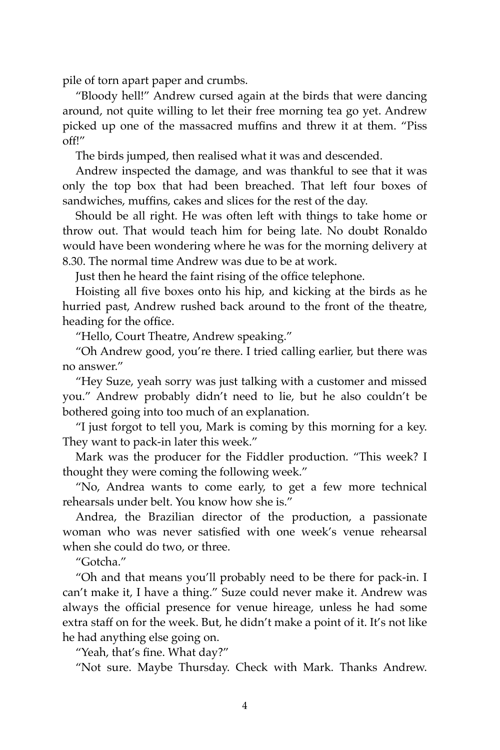pile of torn apart paper and crumbs.

"Bloody hell!" Andrew cursed again at the birds that were dancing around, not quite willing to let their free morning tea go yet. Andrew picked up one of the massacred muffins and threw it at them. "Piss off!"

The birds jumped, then realised what it was and descended.

Andrew inspected the damage, and was thankful to see that it was only the top box that had been breached. That left four boxes of sandwiches, muffins, cakes and slices for the rest of the day.

Should be all right. He was often left with things to take home or throw out. That would teach him for being late. No doubt Ronaldo would have been wondering where he was for the morning delivery at 8.30. The normal time Andrew was due to be at work.

Just then he heard the faint rising of the office telephone.

Hoisting all five boxes onto his hip, and kicking at the birds as he hurried past, Andrew rushed back around to the front of the theatre, heading for the office.

"Hello, Court Theatre, Andrew speaking."

"Oh Andrew good, you're there. I tried calling earlier, but there was no answer."

"Hey Suze, yeah sorry was just talking with a customer and missed you." Andrew probably didn't need to lie, but he also couldn't be bothered going into too much of an explanation.

"I just forgot to tell you, Mark is coming by this morning for a key. They want to pack-in later this week."

Mark was the producer for the Fiddler production. "This week? I thought they were coming the following week."

"No, Andrea wants to come early, to get a few more technical rehearsals under belt. You know how she is."

Andrea, the Brazilian director of the production, a passionate woman who was never satisfied with one week's venue rehearsal when she could do two, or three.

"Gotcha."

"Oh and that means you'll probably need to be there for pack-in. I can't make it, I have a thing." Suze could never make it. Andrew was always the official presence for venue hireage, unless he had some extra staff on for the week. But, he didn't make a point of it. It's not like he had anything else going on.

"Yeah, that's fine. What day?"

"Not sure. Maybe Thursday. Check with Mark. Thanks Andrew.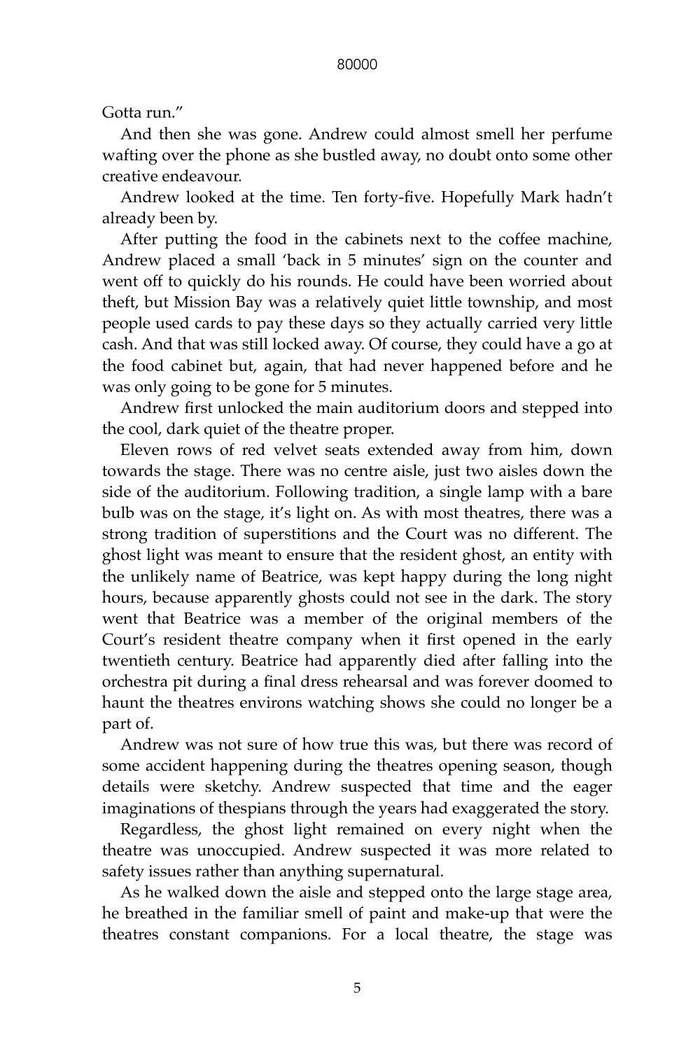Gotta run."

And then she was gone. Andrew could almost smell her perfume wafting over the phone as she bustled away, no doubt onto some other creative endeavour.

Andrew looked at the time. Ten forty-five. Hopefully Mark hadn't already been by.

After putting the food in the cabinets next to the coffee machine, Andrew placed a small 'back in 5 minutes' sign on the counter and went off to quickly do his rounds. He could have been worried about theft, but Mission Bay was a relatively quiet little township, and most people used cards to pay these days so they actually carried very little cash. And that was still locked away. Of course, they could have a go at the food cabinet but, again, that had never happened before and he was only going to be gone for 5 minutes.

Andrew first unlocked the main auditorium doors and stepped into the cool, dark quiet of the theatre proper.

Eleven rows of red velvet seats extended away from him, down towards the stage. There was no centre aisle, just two aisles down the side of the auditorium. Following tradition, a single lamp with a bare bulb was on the stage, it's light on. As with most theatres, there was a strong tradition of superstitions and the Court was no different. The ghost light was meant to ensure that the resident ghost, an entity with the unlikely name of Beatrice, was kept happy during the long night hours, because apparently ghosts could not see in the dark. The story went that Beatrice was a member of the original members of the Court's resident theatre company when it first opened in the early twentieth century. Beatrice had apparently died after falling into the orchestra pit during a final dress rehearsal and was forever doomed to haunt the theatres environs watching shows she could no longer be a part of.

Andrew was not sure of how true this was, but there was record of some accident happening during the theatres opening season, though details were sketchy. Andrew suspected that time and the eager imaginations of thespians through the years had exaggerated the story.

Regardless, the ghost light remained on every night when the theatre was unoccupied. Andrew suspected it was more related to safety issues rather than anything supernatural.

As he walked down the aisle and stepped onto the large stage area, he breathed in the familiar smell of paint and make-up that were the theatres constant companions. For a local theatre, the stage was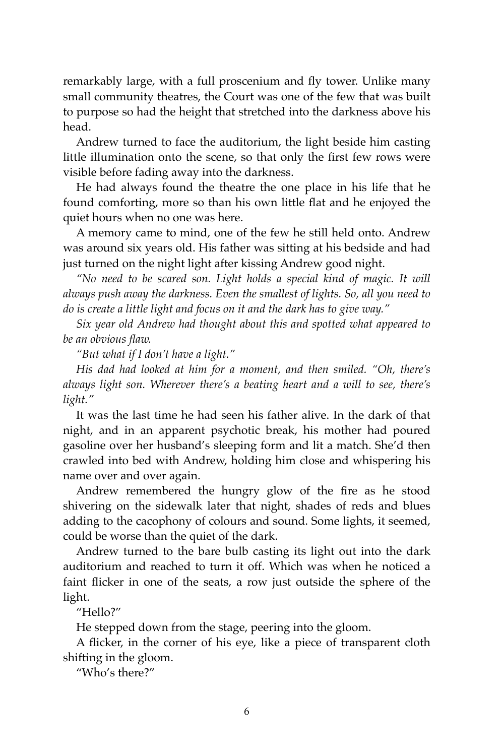remarkably large, with a full proscenium and fly tower. Unlike many small community theatres, the Court was one of the few that was built to purpose so had the height that stretched into the darkness above his head.

Andrew turned to face the auditorium, the light beside him casting little illumination onto the scene, so that only the first few rows were visible before fading away into the darkness.

He had always found the theatre the one place in his life that he found comforting, more so than his own little flat and he enjoyed the quiet hours when no one was here.

A memory came to mind, one of the few he still held onto. Andrew was around six years old. His father was sitting at his bedside and had just turned on the night light after kissing Andrew good night.

*"No need to be scared son. Light holds a special kind of magic. It will always push away the darkness. Even the smallest of lights. So, all you need to do is create a little light and focus on it and the dark has to give way."*

*Six year old Andrew had thought about this and spotted what appeared to be an obvious flaw.*

*"But what if I don't have a light."*

*His dad had looked at him for a moment, and then smiled. "Oh, there's always light son. Wherever there's a beating heart and a will to see, there's light."*

It was the last time he had seen his father alive. In the dark of that night, and in an apparent psychotic break, his mother had poured gasoline over her husband's sleeping form and lit a match. She'd then crawled into bed with Andrew, holding him close and whispering his name over and over again.

Andrew remembered the hungry glow of the fire as he stood shivering on the sidewalk later that night, shades of reds and blues adding to the cacophony of colours and sound. Some lights, it seemed, could be worse than the quiet of the dark.

Andrew turned to the bare bulb casting its light out into the dark auditorium and reached to turn it off. Which was when he noticed a faint flicker in one of the seats, a row just outside the sphere of the light.

"Hello?"

He stepped down from the stage, peering into the gloom.

A flicker, in the corner of his eye, like a piece of transparent cloth shifting in the gloom.

"Who's there?"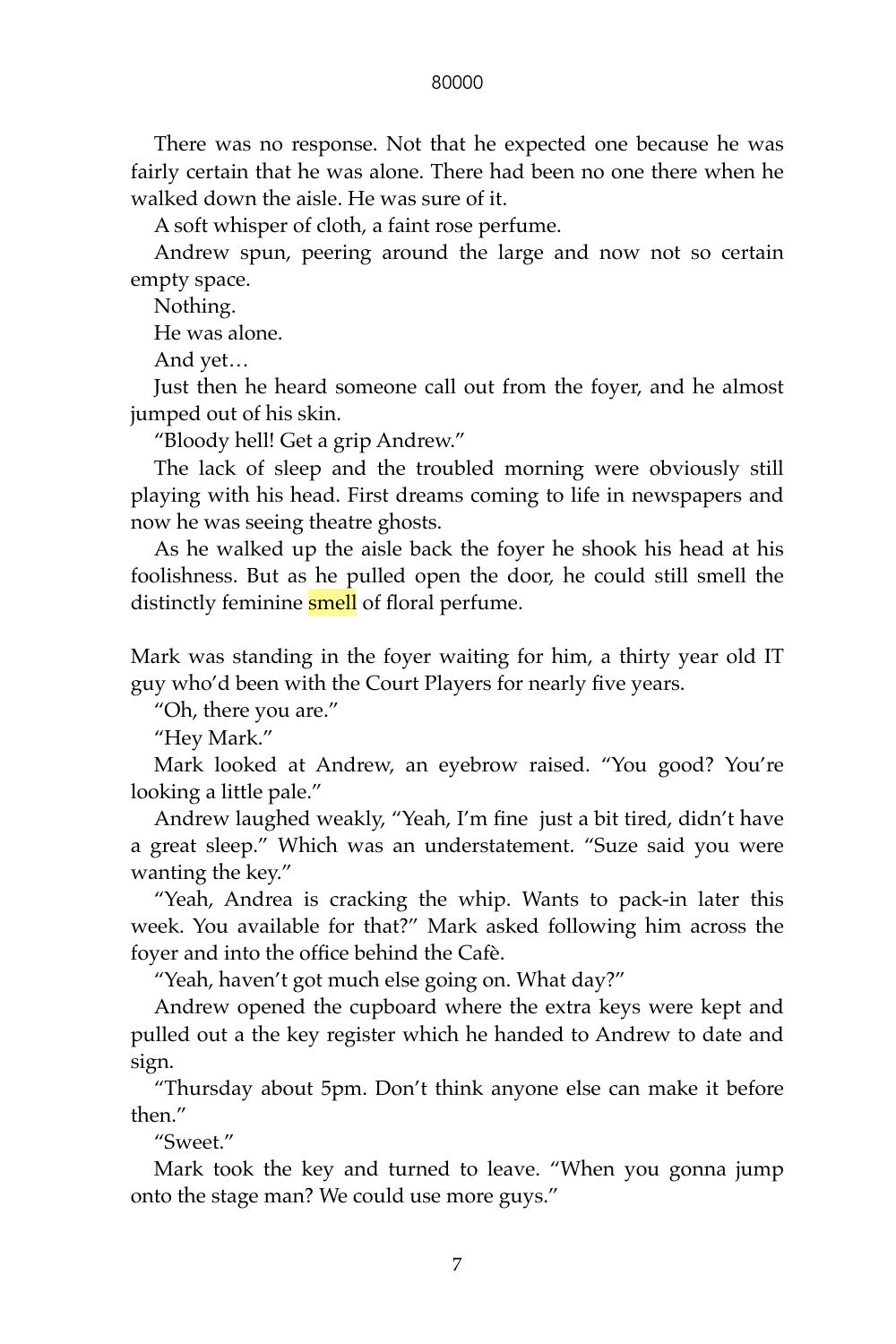There was no response. Not that he expected one because he was fairly certain that he was alone. There had been no one there when he walked down the aisle. He was sure of it.

A soft whisper of cloth, a faint rose perfume.

Andrew spun, peering around the large and now not so certain empty space.

Nothing.

He was alone.

And yet…

Just then he heard someone call out from the foyer, and he almost jumped out of his skin.

"Bloody hell! Get a grip Andrew."

The lack of sleep and the troubled morning were obviously still playing with his head. First dreams coming to life in newspapers and now he was seeing theatre ghosts.

As he walked up the aisle back the foyer he shook his head at his foolishness. But as he pulled open the door, he could still smell the distinctly feminine smell of floral perfume.

Mark was standing in the foyer waiting for him, a thirty year old IT guy who'd been with the Court Players for nearly five years.

"Oh, there you are."

"Hey Mark."

Mark looked at Andrew, an eyebrow raised. "You good? You're looking a little pale."

Andrew laughed weakly, "Yeah, I'm fine just a bit tired, didn't have a great sleep." Which was an understatement. "Suze said you were wanting the key."

"Yeah, Andrea is cracking the whip. Wants to pack-in later this week. You available for that?" Mark asked following him across the foyer and into the office behind the Cafè.

"Yeah, haven't got much else going on. What day?"

Andrew opened the cupboard where the extra keys were kept and pulled out a the key register which he handed to Andrew to date and sign.

"Thursday about 5pm. Don't think anyone else can make it before then."

"Sweet."

Mark took the key and turned to leave. "When you gonna jump onto the stage man? We could use more guys."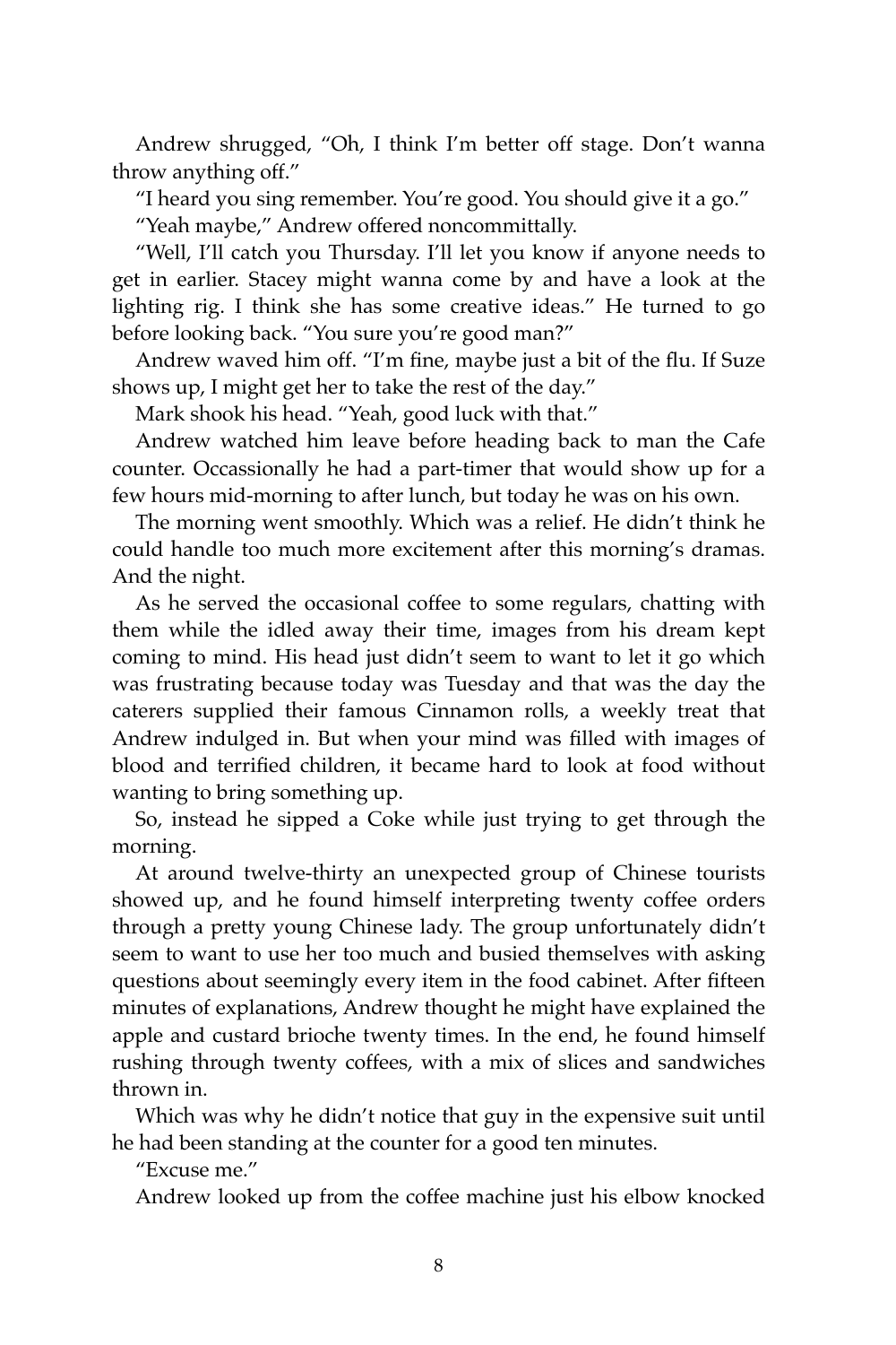Andrew shrugged, "Oh, I think I'm better off stage. Don't wanna throw anything off."

"I heard you sing remember. You're good. You should give it a go."

"Yeah maybe," Andrew offered noncommittally.

"Well, I'll catch you Thursday. I'll let you know if anyone needs to get in earlier. Stacey might wanna come by and have a look at the lighting rig. I think she has some creative ideas." He turned to go before looking back. "You sure you're good man?"

Andrew waved him off. "I'm fine, maybe just a bit of the flu. If Suze shows up, I might get her to take the rest of the day."

Mark shook his head. "Yeah, good luck with that."

Andrew watched him leave before heading back to man the Cafe counter. Occassionally he had a part-timer that would show up for a few hours mid-morning to after lunch, but today he was on his own.

The morning went smoothly. Which was a relief. He didn't think he could handle too much more excitement after this morning's dramas. And the night.

As he served the occasional coffee to some regulars, chatting with them while the idled away their time, images from his dream kept coming to mind. His head just didn't seem to want to let it go which was frustrating because today was Tuesday and that was the day the caterers supplied their famous Cinnamon rolls, a weekly treat that Andrew indulged in. But when your mind was filled with images of blood and terrified children, it became hard to look at food without wanting to bring something up.

So, instead he sipped a Coke while just trying to get through the morning.

At around twelve-thirty an unexpected group of Chinese tourists showed up, and he found himself interpreting twenty coffee orders through a pretty young Chinese lady. The group unfortunately didn't seem to want to use her too much and busied themselves with asking questions about seemingly every item in the food cabinet. After fifteen minutes of explanations, Andrew thought he might have explained the apple and custard brioche twenty times. In the end, he found himself rushing through twenty coffees, with a mix of slices and sandwiches thrown in.

Which was why he didn't notice that guy in the expensive suit until he had been standing at the counter for a good ten minutes.

"Excuse me."

Andrew looked up from the coffee machine just his elbow knocked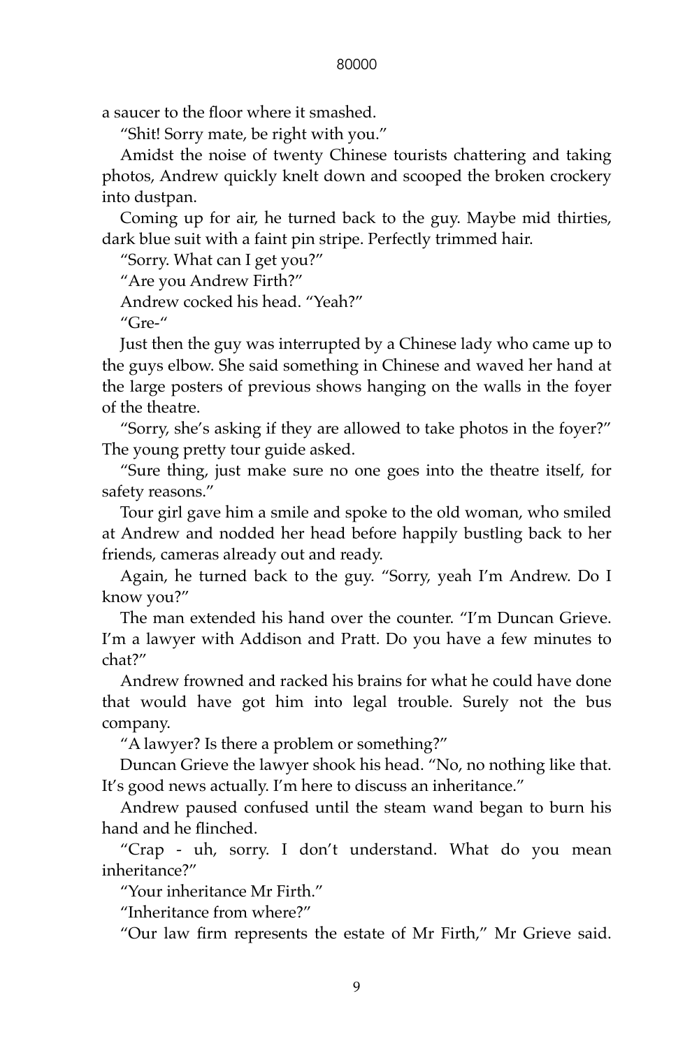a saucer to the floor where it smashed.

"Shit! Sorry mate, be right with you."

Amidst the noise of twenty Chinese tourists chattering and taking photos, Andrew quickly knelt down and scooped the broken crockery into dustpan.

Coming up for air, he turned back to the guy. Maybe mid thirties, dark blue suit with a faint pin stripe. Perfectly trimmed hair.

"Sorry. What can I get you?"

"Are you Andrew Firth?"

Andrew cocked his head. "Yeah?"

"Gre-"

Just then the guy was interrupted by a Chinese lady who came up to the guys elbow. She said something in Chinese and waved her hand at the large posters of previous shows hanging on the walls in the foyer of the theatre.

"Sorry, she's asking if they are allowed to take photos in the foyer?" The young pretty tour guide asked.

"Sure thing, just make sure no one goes into the theatre itself, for safety reasons."

Tour girl gave him a smile and spoke to the old woman, who smiled at Andrew and nodded her head before happily bustling back to her friends, cameras already out and ready.

Again, he turned back to the guy. "Sorry, yeah I'm Andrew. Do I know you?"

The man extended his hand over the counter. "I'm Duncan Grieve. I'm a lawyer with Addison and Pratt. Do you have a few minutes to chat?"

Andrew frowned and racked his brains for what he could have done that would have got him into legal trouble. Surely not the bus company.

"A lawyer? Is there a problem or something?"

Duncan Grieve the lawyer shook his head. "No, no nothing like that. It's good news actually. I'm here to discuss an inheritance."

Andrew paused confused until the steam wand began to burn his hand and he flinched.

"Crap - uh, sorry. I don't understand. What do you mean inheritance?"

"Your inheritance Mr Firth."

"Inheritance from where?"

"Our law firm represents the estate of Mr Firth," Mr Grieve said.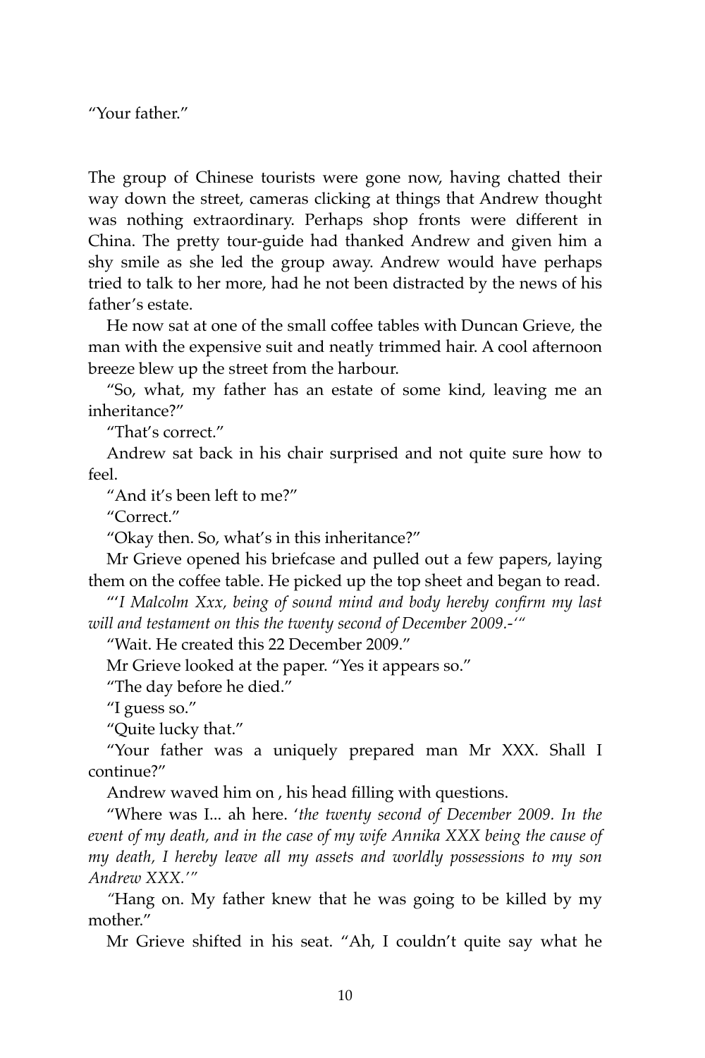"Your father."

The group of Chinese tourists were gone now, having chatted their way down the street, cameras clicking at things that Andrew thought was nothing extraordinary. Perhaps shop fronts were different in China. The pretty tour-guide had thanked Andrew and given him a shy smile as she led the group away. Andrew would have perhaps tried to talk to her more, had he not been distracted by the news of his father's estate.

He now sat at one of the small coffee tables with Duncan Grieve, the man with the expensive suit and neatly trimmed hair. A cool afternoon breeze blew up the street from the harbour.

"So, what, my father has an estate of some kind, leaving me an inheritance?"

"That's correct."

Andrew sat back in his chair surprised and not quite sure how to feel.

"And it's been left to me?"

"Correct."

"Okay then. So, what's in this inheritance?"

Mr Grieve opened his briefcase and pulled out a few papers, laying them on the coffee table. He picked up the top sheet and began to read.

"'*I Malcolm Xxx, being of sound mind and body hereby confirm my last will and testament on this the twenty second of December 2009.-*'"

"Wait. He created this 22 December 2009."

Mr Grieve looked at the paper. "Yes it appears so."

"The day before he died."

"I guess so."

"Quite lucky that."

"Your father was a uniquely prepared man Mr XXX. Shall I continue?"

Andrew waved him on , his head filling with questions.

"Where was I... ah here. '*the twenty second of December 2009. In the event of my death, and in the case of my wife Annika XXX being the cause of my death, I hereby leave all my assets and worldly possessions to my son Andrew XXX.*'"

"Hang on. My father knew that he was going to be killed by my mother."

Mr Grieve shifted in his seat. "Ah, I couldn't quite say what he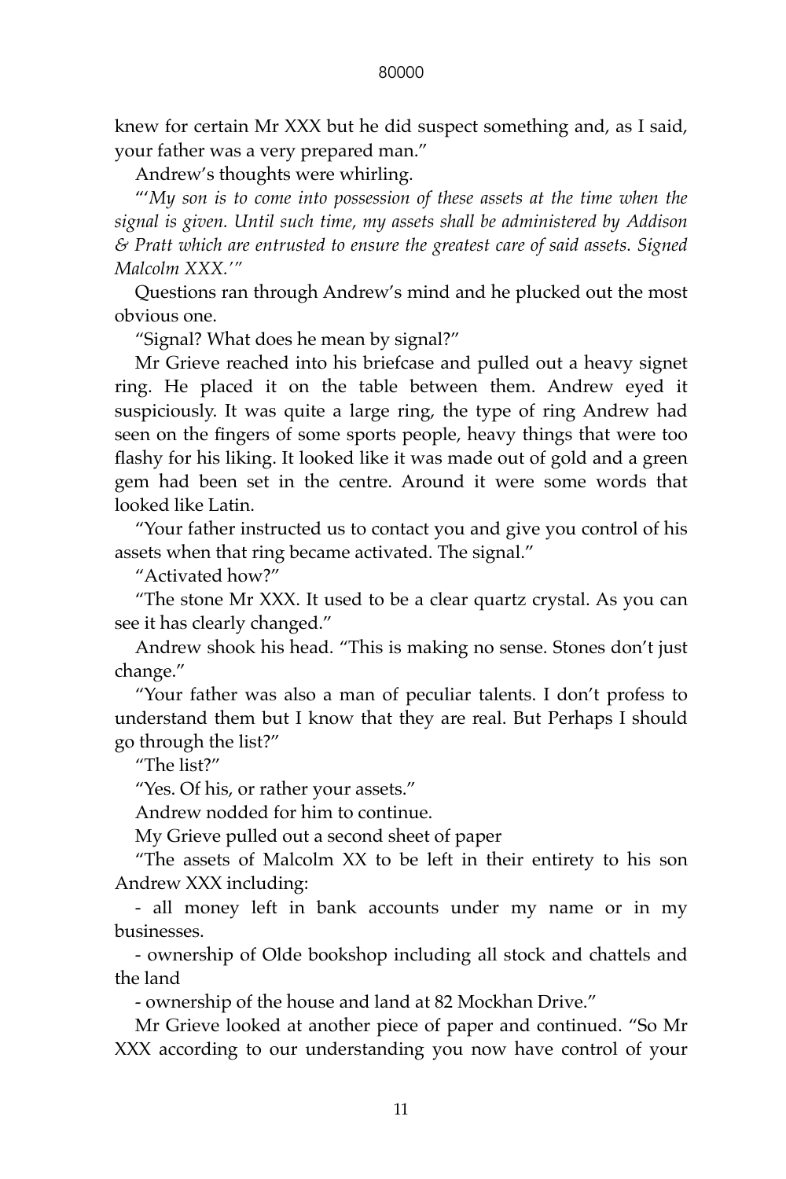knew for certain Mr XXX but he did suspect something and, as I said, your father was a very prepared man."

Andrew's thoughts were whirling.

"'*My son is to come into possession of these assets at the time when the signal is given. Until such time, my assets shall be administered by Addison & Pratt which are entrusted to ensure the greatest care of said assets. Signed Malcolm XXX.*'"

Questions ran through Andrew's mind and he plucked out the most obvious one.

"Signal? What does he mean by signal?"

Mr Grieve reached into his briefcase and pulled out a heavy signet ring. He placed it on the table between them. Andrew eyed it suspiciously. It was quite a large ring, the type of ring Andrew had seen on the fingers of some sports people, heavy things that were too flashy for his liking. It looked like it was made out of gold and a green gem had been set in the centre. Around it were some words that looked like Latin.

"Your father instructed us to contact you and give you control of his assets when that ring became activated. The signal."

"Activated how?"

"The stone Mr XXX. It used to be a clear quartz crystal. As you can see it has clearly changed."

Andrew shook his head. "This is making no sense. Stones don't just change."

"Your father was also a man of peculiar talents. I don't profess to understand them but I know that they are real. But Perhaps I should go through the list?"

"The list?"

"Yes. Of his, or rather your assets."

Andrew nodded for him to continue.

My Grieve pulled out a second sheet of paper

"The assets of Malcolm XX to be left in their entirety to his son Andrew XXX including:

- all money left in bank accounts under my name or in my businesses.

- ownership of Olde bookshop including all stock and chattels and the land

- ownership of the house and land at 82 Mockhan Drive."

Mr Grieve looked at another piece of paper and continued. "So Mr XXX according to our understanding you now have control of your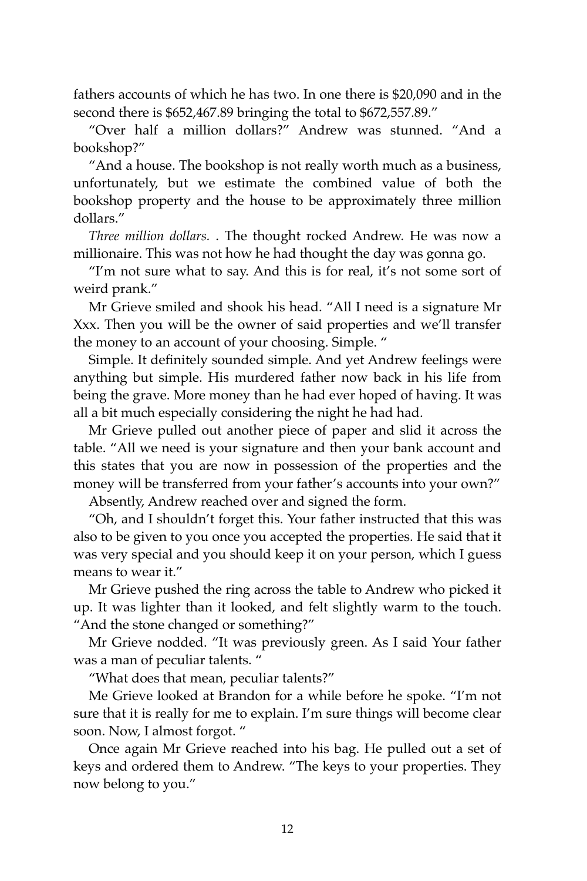fathers accounts of which he has two. In one there is $20,090 and in the second there is $652,467.89 bringing the total to $672,557.89."

"Over half a million dollars?" Andrew was stunned. "And a bookshop?"

"And a house. The bookshop is not really worth much as a business, unfortunately, but we estimate the combined value of both the bookshop property and the house to be approximately three million dollars."

*Three million dollars.* . The thought rocked Andrew. He was now a millionaire. This was not how he had thought the day was gonna go.

"I'm not sure what to say. And this is for real, it's not some sort of weird prank."

Mr Grieve smiled and shook his head. "All I need is a signature Mr Xxx. Then you will be the owner of said properties and we'll transfer the money to an account of your choosing. Simple. "

Simple. It definitely sounded simple. And yet Andrew feelings were anything but simple. His murdered father now back in his life from being the grave. More money than he had ever hoped of having. It was all a bit much especially considering the night he had had.

Mr Grieve pulled out another piece of paper and slid it across the table. "All we need is your signature and then your bank account and this states that you are now in possession of the properties and the money will be transferred from your father's accounts into your own?"

Absently, Andrew reached over and signed the form.

"Oh, and I shouldn't forget this. Your father instructed that this was also to be given to you once you accepted the properties. He said that it was very special and you should keep it on your person, which I guess means to wear it."

Mr Grieve pushed the ring across the table to Andrew who picked it up. It was lighter than it looked, and felt slightly warm to the touch. "And the stone changed or something?"

Mr Grieve nodded. "It was previously green. As I said Your father was a man of peculiar talents. "

"What does that mean, peculiar talents?"

Me Grieve looked at Brandon for a while before he spoke. "I'm not sure that it is really for me to explain. I'm sure things will become clear soon. Now, I almost forgot. "

Once again Mr Grieve reached into his bag. He pulled out a set of keys and ordered them to Andrew. "The keys to your properties. They now belong to you."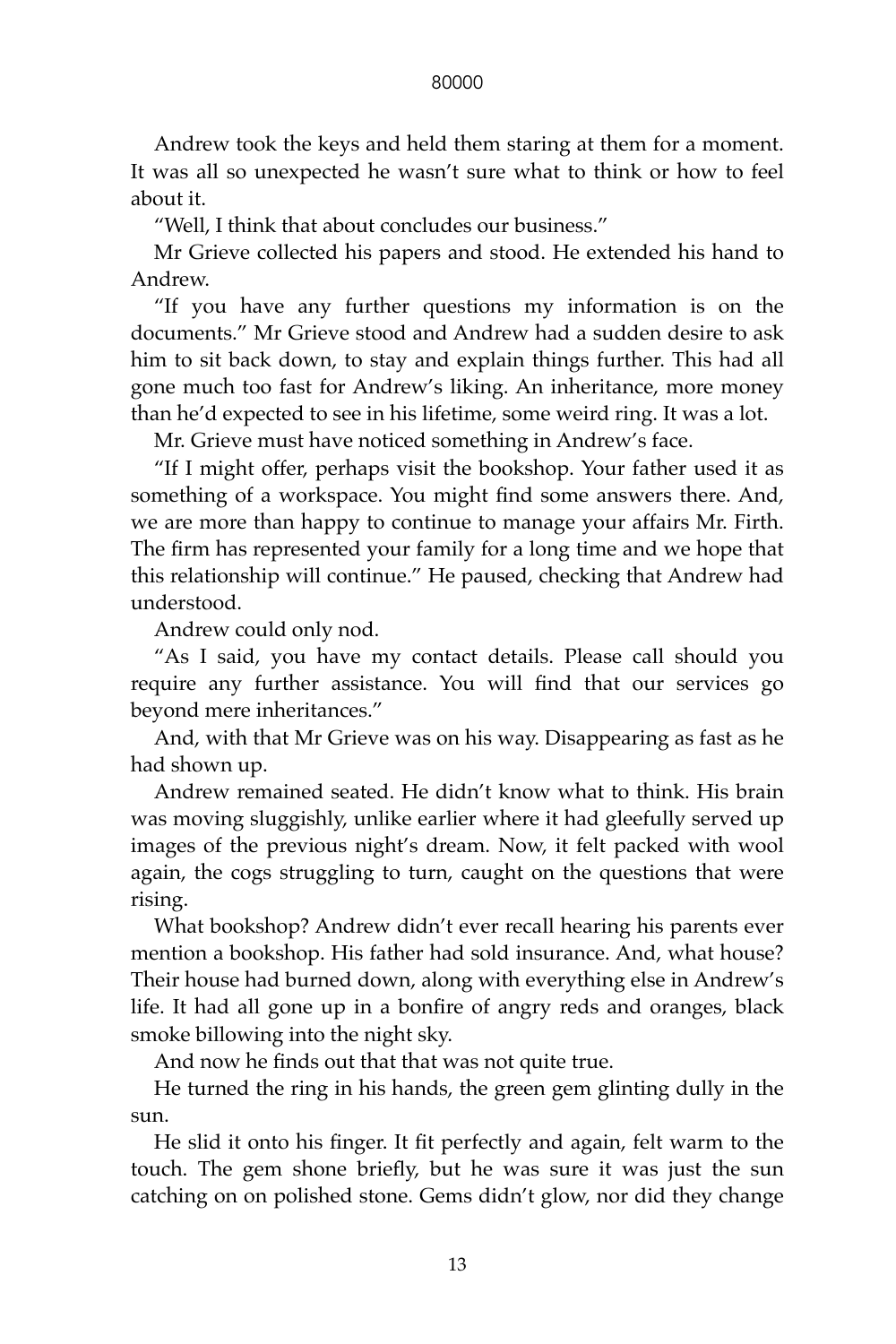Andrew took the keys and held them staring at them for a moment. It was all so unexpected he wasn't sure what to think or how to feel about it.

"Well, I think that about concludes our business."

Mr Grieve collected his papers and stood. He extended his hand to Andrew.

"If you have any further questions my information is on the documents." Mr Grieve stood and Andrew had a sudden desire to ask him to sit back down, to stay and explain things further. This had all gone much too fast for Andrew's liking. An inheritance, more money than he'd expected to see in his lifetime, some weird ring. It was a lot.

Mr. Grieve must have noticed something in Andrew's face.

"If I might offer, perhaps visit the bookshop. Your father used it as something of a workspace. You might find some answers there. And, we are more than happy to continue to manage your affairs Mr. Firth. The firm has represented your family for a long time and we hope that this relationship will continue." He paused, checking that Andrew had understood.

Andrew could only nod.

"As I said, you have my contact details. Please call should you require any further assistance. You will find that our services go beyond mere inheritances."

And, with that Mr Grieve was on his way. Disappearing as fast as he had shown up.

Andrew remained seated. He didn't know what to think. His brain was moving sluggishly, unlike earlier where it had gleefully served up images of the previous night's dream. Now, it felt packed with wool again, the cogs struggling to turn, caught on the questions that were rising.

What bookshop? Andrew didn't ever recall hearing his parents ever mention a bookshop. His father had sold insurance. And, what house? Their house had burned down, along with everything else in Andrew's life. It had all gone up in a bonfire of angry reds and oranges, black smoke billowing into the night sky.

And now he finds out that that was not quite true.

He turned the ring in his hands, the green gem glinting dully in the sun.

He slid it onto his finger. It fit perfectly and again, felt warm to the touch. The gem shone briefly, but he was sure it was just the sun catching on on polished stone. Gems didn't glow, nor did they change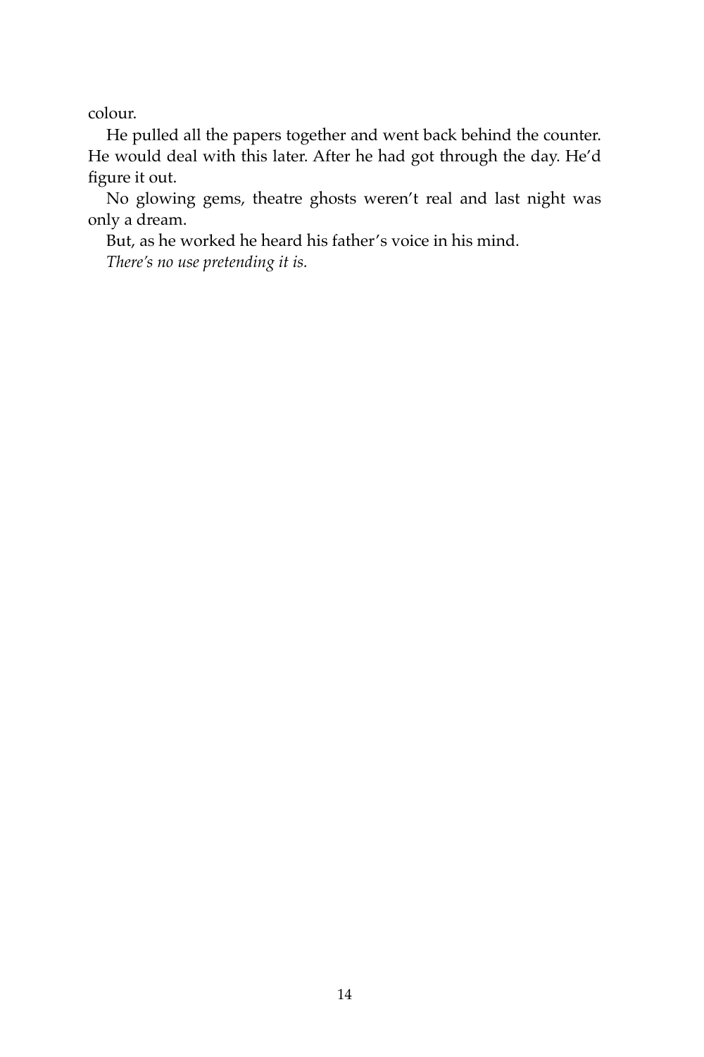colour.

He pulled all the papers together and went back behind the counter. He would deal with this later. After he had got through the day. He'd figure it out.

No glowing gems, theatre ghosts weren't real and last night was only a dream.

But, as he worked he heard his father's voice in his mind.

*There's no use pretending it is.*